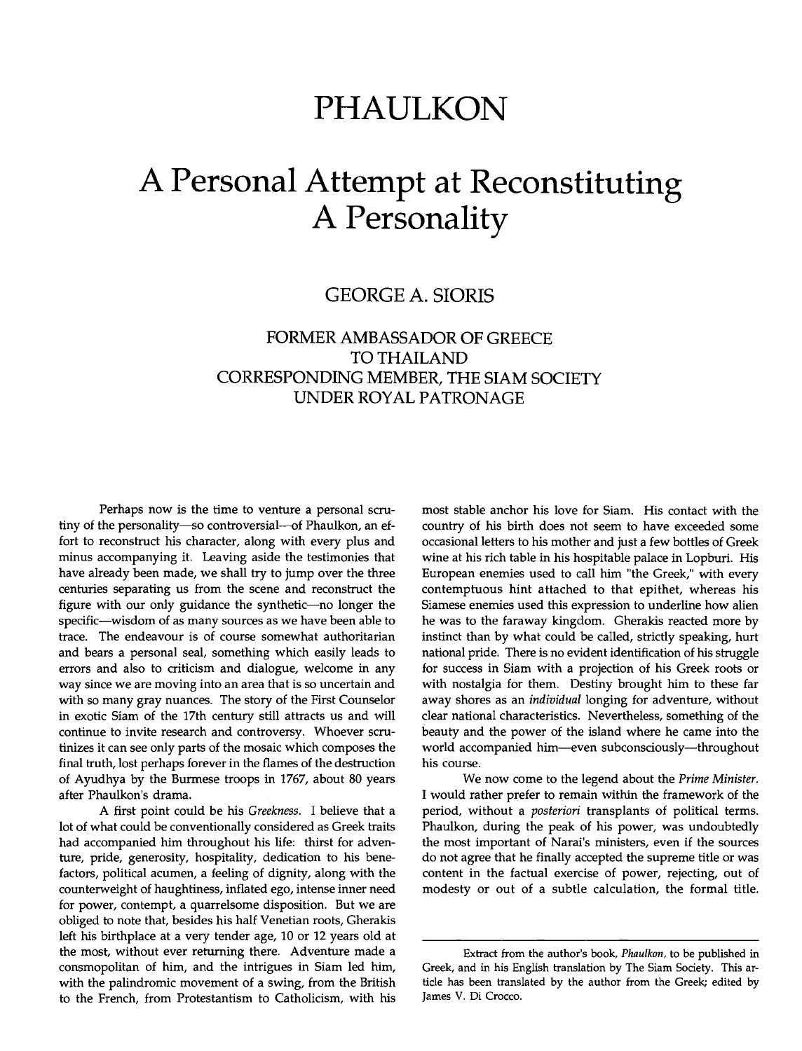# PHAULKON

# A Personal Attempt at Reconstituting A Personality

## GEORGE A. SIORIS

### FORMER AMBASSADOR OF GREECE TO THAILAND CORRESPONDING MEMBER, THE SIAM SOCIETY UNDER ROYAL PATRONAGE

Perhaps now is the time to venture a personal scrutiny of the personality—so controversial—of Phaulkon, an effort to reconstruct his character, along with every plus and minus accompanying it. Leaving aside the testimonies that have already been made, we shall try to jump over the three centuries separating us from the scene and reconstruct the figure with our only guidance the synthetic—no longer the specific—wisdom of as many sources as we have been able to trace. The endeavour is of course somewhat authoritarian and bears a personal seal, something which easily leads to errors and also to criticism and dialogue, welcome in any way since we are moving into an area that is so uncertain and with so many gray nuances. The story of the First Counselor in exotic Siam of the 17th century still attracts us and will continue to invite research and controversy. Whoever scrutinizes it can see only parts of the mosaic which composes the final truth, lost perhaps forever in the flames of the destruction of Ayudhya by the Burmese troops in 1767, about 80 years after Phaulkon's drama.

A first point could be his *Greekness*. I believe that a lot of what could be conventionally considered as Greek traits had accompanied him throughout his life: thirst for adventure, pride, generosity, hospitality, dedication to his benefactors, political acumen, a feeling of dignity, along with the counterweight of haughtiness, inflated ego, intense inner need for power, contempt, a quarrelsome disposition. But we are obliged to note that, besides his half Venetian roots, Gherakis left his birthplace at a very tender age, 10 or 12 years old at the most, without ever returning there. Adventure made a consmopolitan of him, and the intrigues in Siam led him, with the palindromic movement of a swing, from the British to the French, from Protestantism to Catholicism, with his most stable anchor his love for Siam. His contact with the country of his birth does not seem to have exceeded some occasional letters to his mother and just a few bottles of Greek wine at his rich table in his hospitable palace in Lopburi. His European enemies used to call him "the Greek," with every contemptuous hint attached to that epithet, whereas his Siamese enemies used this expression to underline how alien he was to the faraway kingdom. Gherakis reacted more by instinct than by what could be called, strictly speaking, hurt national pride. There is no evident identification of his struggle for success in Siam with a projection of his Greek roots or with nostalgia for them. Destiny brought him to these far away shores as an *individual* longing for adventure, without clear national characteristics. Nevertheless, something of the beauty and the power of the island where he came into the world accompanied him—even subconsciously—throughout his course.

We now come to the legend about the *Prime Minister*. I would rather prefer to remain within the framework of the period, without *a posteriori* transplants of political terms. Phaulkon, during the peak of his power, was undoubtedly the most important of Narai's ministers, even if the sources do not agree that he finally accepted the supreme title or was content in the factual exercise of power, rejecting, out of modesty or out of a subtle calculation, the formal title.

---

Extract from the author's book, *Phaulkon*, to be published in Greek, and in his English translation by The Siam Society. This article has been translated by the author from the Greek; edited by James V. Di Crocco.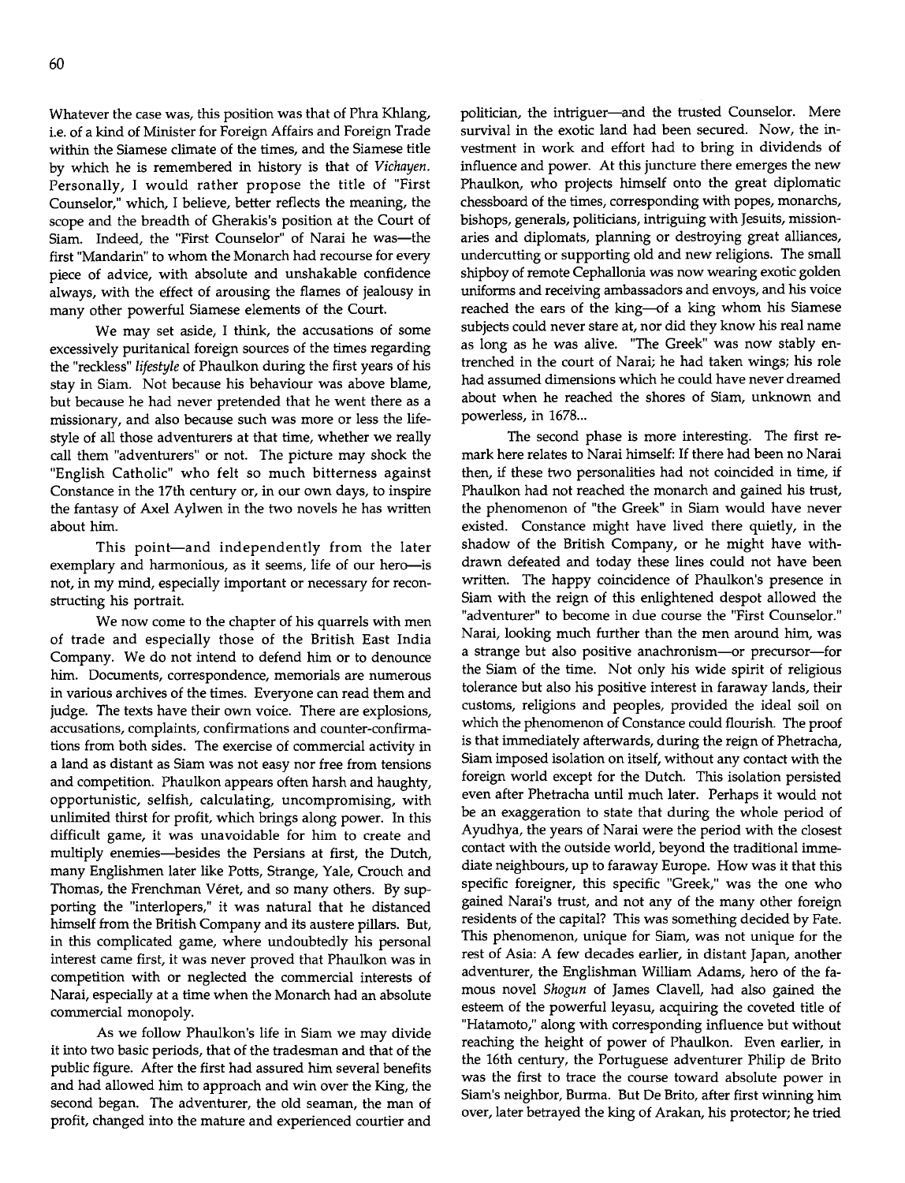Whatever the case was, this position was that of Phra Khlang, i.e. of a kind of Minister for Foreign Affairs and Foreign Trade within the Siamese climate of the times, and the Siamese title by which he is remembered in history is that of *Vichayen*. Personally, I would rather propose the title of "First Counselor," which, I believe, better reflects the meaning, the scope and the breadth of Gherakis's position at the Court of Siam. Indeed, the "First Counselor" of Narai he was—the first "Mandarin" to whom the Monarch had recourse for every piece of advice, with absolute and unshakable confidence always, with the effect of arousing the flames of jealousy in many other powerful Siamese elements of the Court.

We may set aside, I think, the accusations of some excessively puritanical foreign sources of the times regarding the "reckless" *lifestyle* of Phaulkon during the first years of his stay in Siam. Not because his behaviour was above blame, but because he had never pretended that he went there as a missionary, and also because such was more or less the lifestyle of all those adventurers at that time, whether we really call them "adventurers" or not. The picture may shock the "English Catholic" who felt so much bitterness against Constance in the 17th century or, in our own days, to inspire the fantasy of Axel Aylwen in the two novels he has written about him.

This point—and independently from the later exemplary and harmonious, as it seems, life of our hero—is not, in my mind, especially important or necessary for reconstructing his portrait.

We now come to the chapter of his quarrels with men of trade and especially those of the British East India Company. We do not intend to defend him or to denounce him. Documents, correspondence, memorials are numerous in various archives of the times. Everyone can read them and judge. The texts have their own voice. There are explosions, accusations, complaints, confirmations and counter-confirmations from both sides. The exercise of commercial activity in a land as distant as Siam was not easy nor free from tensions and competition. Phaulkon appears often harsh and haughty, opportunistic, selfish, calculating, uncompromising, with unlimited thirst for profit, which brings along power. In this difficult game, it was unavoidable for him to create and multiply enemies—besides the Persians at first, the Dutch, many Englishmen later like Potts, Strange, Yale, Crouch and Thomas, the Frenchman Véret, and so many others. By supporting the "interlopers," it was natural that he distanced himself from the British Company and its austere pillars. But, in this complicated game, where undoubtedly his personal interest came first, it was never proved that Phaulkon was in competition with or neglected the commercial interests of Narai, especially at a time when the Monarch had an absolute commercial monopoly.

As we follow Phaulkon's life in Siam we may divide it into two basic periods, that of the tradesman and that of the public figure. After the first had assured him several benefits and had allowed him to approach and win over the King, the second began. The adventurer, the old seaman, the man of profit, changed into the mature and experienced courtier and politician, the intriguer—and the trusted Counselor. Mere survival in the exotic land had been secured. Now, the investment in work and effort had to bring in dividends of influence and power. At this juncture there emerges the new Phaulkon, who projects himself onto the great diplomatic chessboard of the times, corresponding with popes, monarchs, bishops, generals, politicians, intriguing with Jesuits, missionaries and diplomats, planning or destroying great alliances, undercutting or supporting old and new religions. The small shipboy of remote Cephallonia was now wearing exotic golden uniforms and receiving ambassadors and envoys, and his voice reached the ears of the king—of a king whom his Siamese subjects could never stare at, nor did they know his real name as long as he was alive. "The Greek" was now stably entrenched in the court of Narai; he had taken wings; his role had assumed dimensions which he could have never dreamed about when he reached the shores of Siam, unknown and powerless, in 1678...

The second phase is more interesting. The first remark here relates to Narai himself: If there had been no Narai then, if these two personalities had not coincided in time, if Phaulkon had not reached the monarch and gained his trust, the phenomenon of "the Greek" in Siam would have never existed. Constance might have lived there quietly, in the shadow of the British Company, or he might have withdrawn defeated and today these lines could not have been written. The happy coincidence of Phaulkon's presence in Siam with the reign of this enlightened despot allowed the "adventurer" to become in due course the "First Counselor." Narai, looking much further than the men around him, was a strange but also positive anachronism—or precursor—for the Siam of the time. Not only his wide spirit of religious tolerance but also his positive interest in faraway lands, their customs, religions and peoples, provided the ideal soil on which the phenomenon of Constance could flourish. The proof is that immediately afterwards, during the reign of Phetracha, Siam imposed isolation on itself, without any contact with the foreign world except for the Dutch. This isolation persisted even after Phetracha until much later. Perhaps it would not be an exaggeration to state that during the whole period of Ayudhya, the years of Narai were the period with the closest contact with the outside world, beyond the traditional immediate neighbours, up to faraway Europe. How was it that this specific foreigner, this specific "Greek," was the one who gained Narai's trust, and not any of the many other foreign residents of the capital? This was something decided by Fate. This phenomenon, unique for Siam, was not unique for the rest of Asia: A few decades earlier, in distant Japan, another adventurer, the Englishman William Adams, hero of the famous novel *Shogun* of James Clavell, had also gained the esteem of the powerful Ieyasu, acquiring the coveted title of "Hatamoto," along with corresponding influence but without reaching the height of power of Phaulkon. Even earlier, in the 16th century, the Portuguese adventurer Philip de Brito was the first to trace the course toward absolute power in Siam's neighbor, Burma. But De Brito, after first winning him over, later betrayed the king of Arakan, his protector; he tried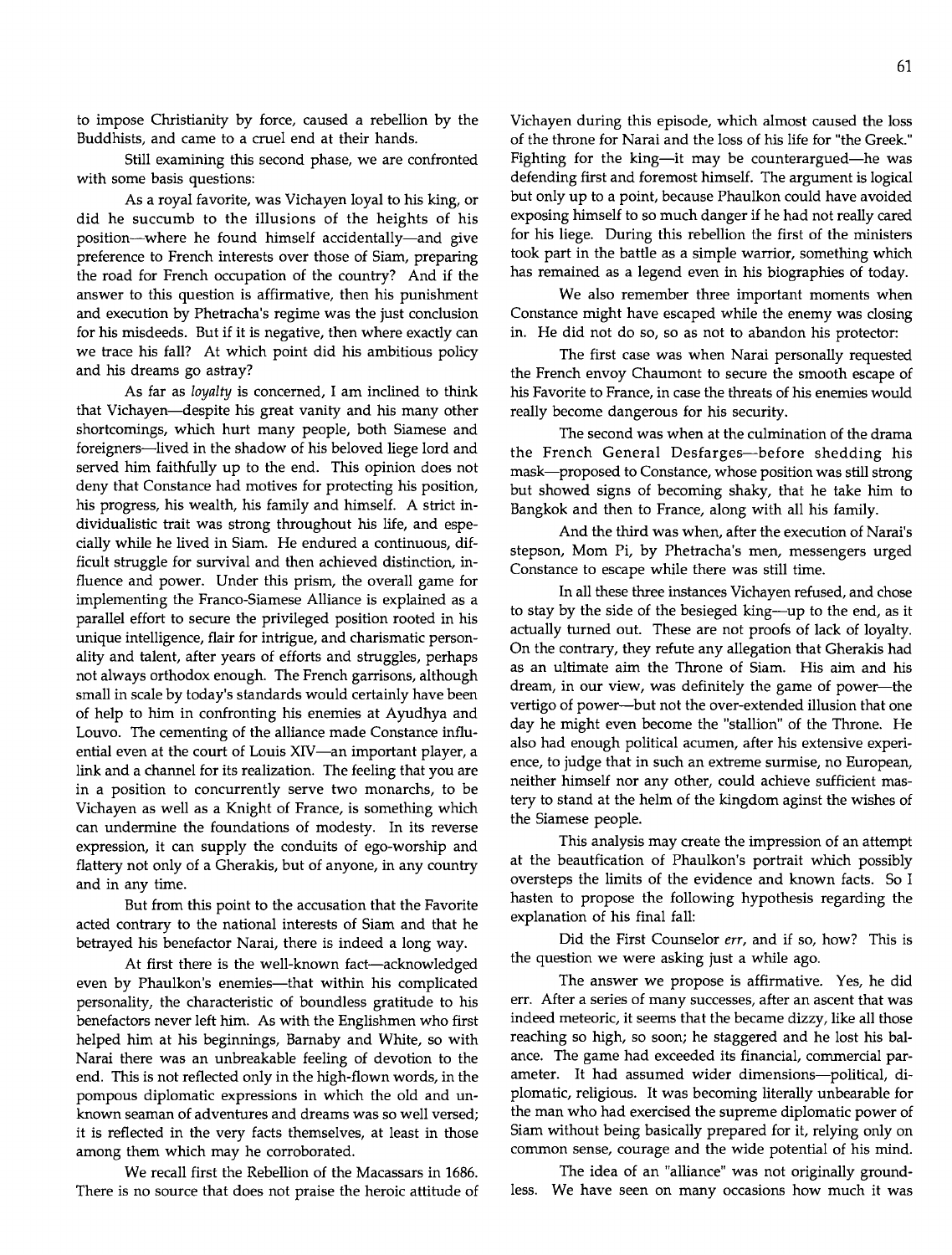to impose Christianity by force, caused a rebellion by the Buddhists, and came to a cruel end at their hands.

Still examining this second phase, we are confronted with some basis questions:

As a royal favorite, was Vichayen loyal to his king, or did he succumb to the illusions of the heights of his position—where he found himself accidentally—and give preference to French interests over those of Siam, preparing the road for French occupation of the country? And if the answer to this question is affirmative, then his punishment and execution by Phetracha's regime was the just conclusion for his misdeeds. But if it is negative, then where exactly can we trace his fall? At which point did his ambitious policy and his dreams go astray?

As far as *loyalty* is concerned, I am inclined to think that Vichayen—despite his great vanity and his many other shortcomings, which hurt many people, both Siamese and foreigners—lived in the shadow of his beloved liege lord and served him faithfully up to the end. This opinion does not deny that Constance had motives for protecting his position, his progress, his wealth, his family and himself. A strict individualistic trait was strong throughout his life, and especially while he lived in Siam. He endured a continuous, difficult struggle for survival and then achieved distinction, influence and power. Under this prism, the overall game for implementing the Franco-Siamese Alliance is explained as a parallel effort to secure the privileged position rooted in his unique intelligence, flair for intrigue, and charismatic personality and talent, after years of efforts and struggles, perhaps not always orthodox enough. The French garrisons, although small in scale by today's standards would certainly have been of help to him in confronting his enemies at Ayudhya and Louvo. The cementing of the alliance made Constance influential even at the court of Louis XIV—an important player, a link and a channel for its realization. The feeling that you are in a position to concurrently serve two monarchs, to be Vichayen as well as a Knight of France, is something which can undermine the foundations of modesty. In its reverse expression, it can supply the conduits of ego-worship and flattery not only of a Gherakis, but of anyone, in any country and in any time.

But from this point to the accusation that the Favorite acted contrary to the national interests of Siam and that he betrayed his benefactor Narai, there is indeed a long way.

At first there is the well-known fact—acknowledged even by Phaulkon's enemies—that within his complicated personality, the characteristic of boundless gratitude to his benefactors never left him. As with the Englishmen who first helped him at his beginnings, Barnaby and White, so with Narai there was an unbreakable feeling of devotion to the end. This is not reflected only in the high-flown words, in the pompous diplomatic expressions in which the old and unknown seaman of adventures and dreams was so well versed; it is reflected in the very facts themselves, at least in those among them which may be corroborated.

We recall first the Rebellion of the Macassars in 1686. There is no source that does not praise the heroic attitude of Vichayen during this episode, which almost caused the loss of the throne for Narai and the loss of his life for "the Greek." Fighting for the king—it may be counterargued—he was defending first and foremost himself. The argument is logical but only up to a point, because Phaulkon could have avoided exposing himself to so much danger if he had not really cared for his liege. During this rebellion the first of the ministers took part in the battle as a simple warrior, something which has remained as a legend even in his biographies of today.

We also remember three important moments when Constance might have escaped while the enemy was closing in. He did not do so, so as not to abandon his protector:

The first case was when Narai personally requested the French envoy Chaumont to secure the smooth escape of his Favorite to France, in case the threats of his enemies would really become dangerous for his security.

The second was when at the culmination of the drama the French General Desfarges—before shedding his mask—proposed to Constance, whose position was still strong but showed signs of becoming shaky, that he take him to Bangkok and then to France, along with all his family.

And the third was when, after the execution of Narai's stepson, Mom Pi, by Phetracha's men, messengers urged Constance to escape while there was still time.

In all these three instances Vichayen refused, and chose to stay by the side of the besieged king—up to the end, as it actually turned out. These are not proofs of lack of loyalty. On the contrary, they refute any allegation that Gherakis had as an ultimate aim the Throne of Siam. His aim and his dream, in our view, was definitely the game of power—the vertigo of power—but not the over-extended illusion that one day he might even become the "stallion" of the Throne. He also had enough political acumen, after his extensive experience, to judge that in such an extreme surmise, no European, neither himself nor any other, could achieve sufficient mastery to stand at the helm of the kingdom aginst the wishes of the Siamese people.

This analysis may create the impression of an attempt at the beautfication of Phaulkon's portrait which possibly oversteps the limits of the evidence and known facts. So I hasten to propose the following hypothesis regarding the explanation of his final fall:

Did the First Counselor *err*, and if so, how? This is the question we were asking just a while ago.

The answer we propose is affirmative. Yes, he did err. After a series of many successes, after an ascent that was indeed meteoric, it seems that the became dizzy, like all those reaching so high, so soon; he staggered and he lost his balance. The game had exceeded its financial, commercial parameter. It had assumed wider dimensions—political, diplomatic, religious. It was becoming literally unbearable for the man who had exercised the supreme diplomatic power of Siam without being basically prepared for it, relying only on common sense, courage and the wide potential of his mind.

The idea of an "alliance" was not originally groundless. We have seen on many occasions how much it was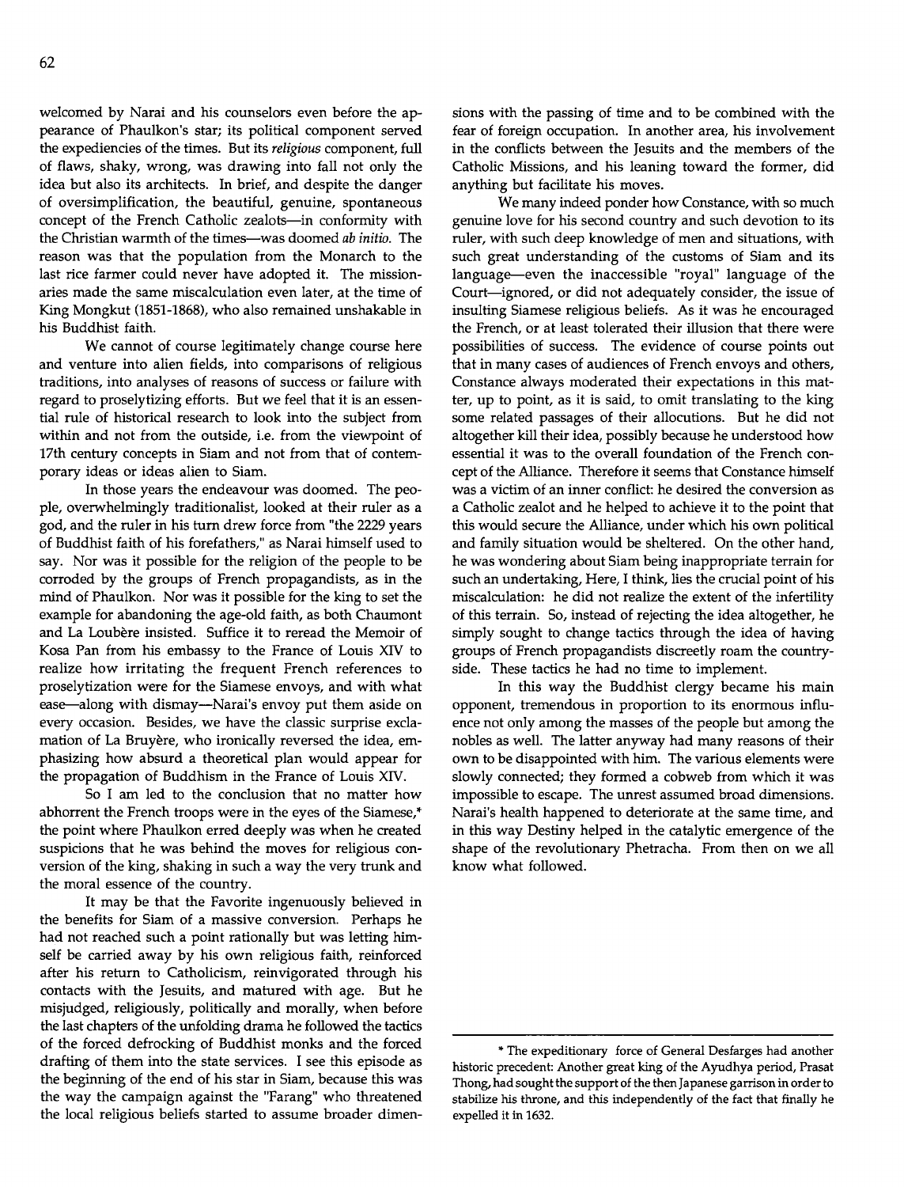welcomed by Narai and his counselors even before the appearance of Phaulkon's star; its political component served the expediencies of the times. But its *religious* component, full of flaws, shaky, wrong, was drawing into fall not only the idea but also its architects. In brief, and despite the danger of oversimplification, the beautiful, genuine, spontaneous concept of the French Catholic zealots—in conformity with the Christian warmth of the times—was doomed *ab initio*. The reason was that the population from the Monarch to the last rice farmer could never have adopted it. The missionaries made the same miscalculation even later, at the time of King Mongkut (1851-1868), who also remained unshakable in his Buddhist faith.

We cannot of course legitimately change course here and venture into alien fields, into comparisons of religious traditions, into analyses of reasons of success or failure with regard to proselytizing efforts. But we feel that it is an essential rule of historical research to look into the subject from within and not from the outside, i.e. from the viewpoint of 17th century concepts in Siam and not from that of contemporary ideas or ideas alien to Siam.

In those years the endeavour was doomed. The people, overwhelmingly traditionalist, looked at their ruler as a god, and the ruler in his turn drew force from "the 2229 years of Buddhist faith of his forefathers," as Narai himself used to say. Nor was it possible for the religion of the people to be corroded by the groups of French propagandists, as in the mind of Phaulkon. Nor was it possible for the king to set the example for abandoning the age-old faith, as both Chaumont and La Loubère insisted. Suffice it to reread the Memoir of Kosa Pan from his embassy to the France of Louis XIV to realize how irritating the frequent French references to proselytization were for the Siamese envoys, and with what ease—along with dismay—Narai's envoy put them aside on every occasion. Besides, we have the classic surprise exclamation of La Bruyère, who ironically reversed the idea, emphasizing how absurd a theoretical plan would appear for the propagation of Buddhism in the France of Louis XIV.

So I am led to the conclusion that no matter how abhorrent the French troops were in the eyes of the Siamese,* the point where Phaulkon erred deeply was when he created suspicions that he was behind the moves for religious conversion of the king, shaking in such a way the very trunk and the moral essence of the country.

It may be that the Favorite ingenuously believed in the benefits for Siam of a massive conversion. Perhaps he had not reached such a point rationally but was letting himself be carried away by his own religious faith, reinforced after his return to Catholicism, reinvigorated through his contacts with the Jesuits, and matured with age. But he misjudged, religiously, politically and morally, when before the last chapters of the unfolding drama he followed the tactics of the forced defrocking of Buddhist monks and the forced drafting of them into the state services. I see this episode as the beginning of the end of his star in Siam, because this was the way the campaign against the "Farang" who threatened the local religious beliefs started to assume broader dimensions with the passing of time and to be combined with the fear of foreign occupation. In another area, his involvement in the conflicts between the Jesuits and the members of the Catholic Missions, and his leaning toward the former, did anything but facilitate his moves.

We many indeed ponder how Constance, with so much genuine love for his second country and such devotion to its ruler, with such deep knowledge of men and situations, with such great understanding of the customs of Siam and its language—even the inaccessible "royal" language of the Court—ignored, or did not adequately consider, the issue of insulting Siamese religious beliefs. As it was he encouraged the French, or at least tolerated their illusion that there were possibilities of success. The evidence of course points out that in many cases of audiences of French envoys and others, Constance always moderated their expectations in this matter, up to point, as it is said, to omit translating to the king some related passages of their allocutions. But he did not altogether kill their idea, possibly because he understood how essential it was to the overall foundation of the French concept of the Alliance. Therefore it seems that Constance himself was a victim of an inner conflict: he desired the conversion as a Catholic zealot and he helped to achieve it to the point that this would secure the Alliance, under which his own political and family situation would be sheltered. On the other hand, he was wondering about Siam being inappropriate terrain for such an undertaking, Here, I think, lies the crucial point of his miscalculation: he did not realize the extent of the infertility of this terrain. So, instead of rejecting the idea altogether, he simply sought to change tactics through the idea of having groups of French propagandists discreetly roam the countryside. These tactics he had no time to implement.

In this way the Buddhist clergy became his main opponent, tremendous in proportion to its enormous influence not only among the masses of the people but among the nobles as well. The latter anyway had many reasons of their own to be disappointed with him. The various elements were slowly connected; they formed a cobweb from which it was impossible to escape. The unrest assumed broad dimensions. Narai's health happened to deteriorate at the same time, and in this way Destiny helped in the catalytic emergence of the shape of the revolutionary Phetracha. From then on we all know what followed.

---

* The expeditionary force of General Desfarges had another historic precedent: Another great king of the Ayudhya period, Prasat Thong, had sought the support of the then Japanese garrison in order to stabilize his throne, and this independently of the fact that finally he expelled it in 1632.